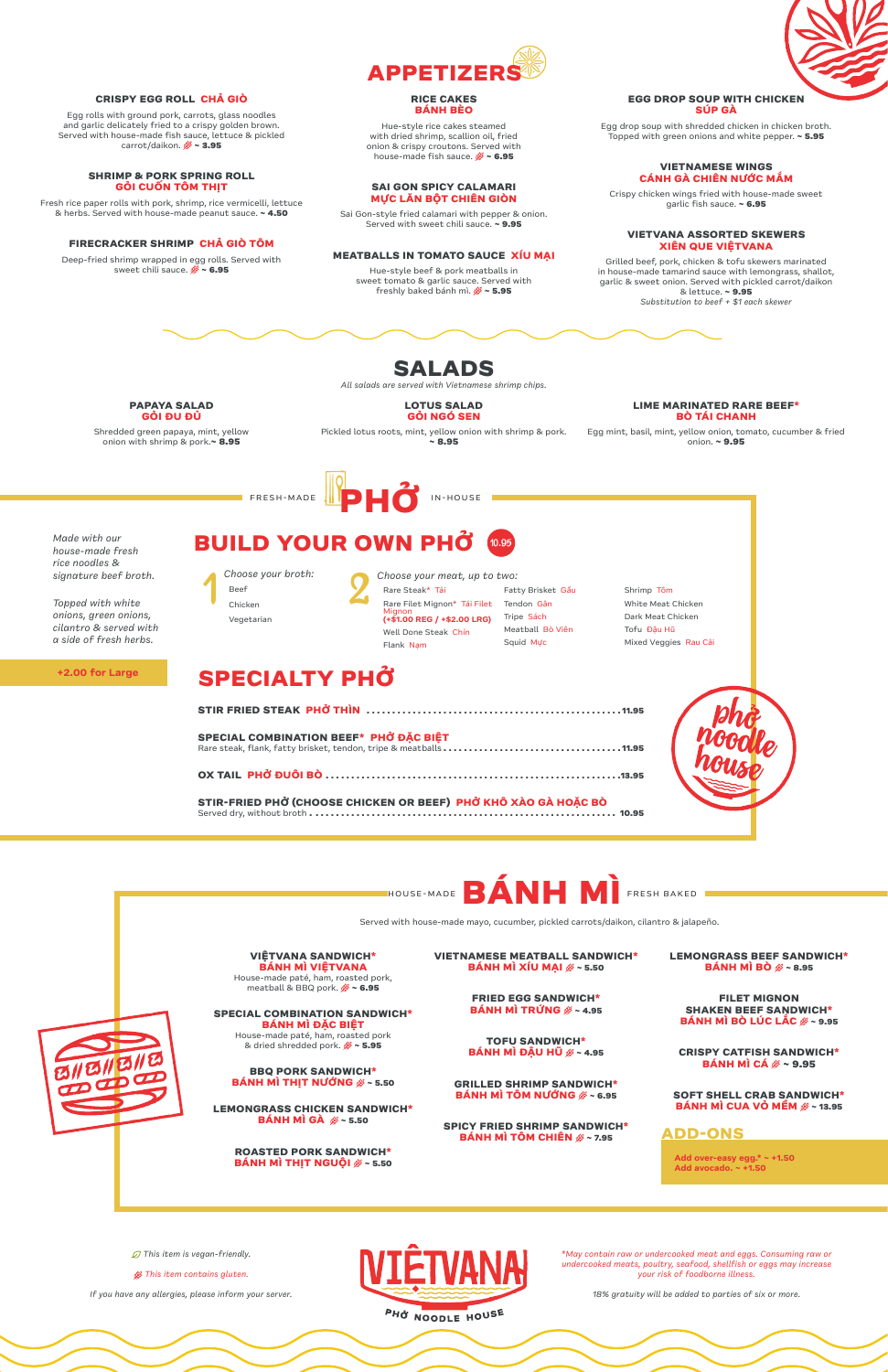# APPETIZERS

**CRISPY EGG ROLL CHẢ GIÒ**

Egg rolls with ground pork, carrots, glass noodles and garlic delicately fried to a crispy golden brown. Served with house-made fish sauce, lettuce & pickled carrot/daikon. ~ **3.95**

**SHRIMP & PORK SPRING ROLL GỎI CUỐN TÔM THỊT**

Fresh rice paper rolls with pork, shrimp, rice vermicelli, lettuce & herbs. Served with house-made peanut sauce. ~ **4.50**

**FIRECRACKER SHRIMP CHẢ GIÒ TÔM**

Deep-fried shrimp wrapped in egg rolls. Served with sweet chili sauce. ~ **6.95**

**RICE CAKES BÁNH BÈO**

Hue-style rice cakes steamed with dried shrimp, scallion oil, fried onion & crispy croutons. Served with house-made fish sauce. ~ **6.95**

**SAI GON SPICY CALAMARI MỰC LĂN BỘT CHIÊN GIÒN**

Sai Gon-style fried calamari with pepper & onion. Served with sweet chili sauce. ~ **9.95**

**MEATBALLS IN TOMATO SAUCE XÍU MẠI**

Hue-style beef & pork meatballs in sweet tomato & garlic sauce. Served with freshly baked bánh mì. ~ **5.95**

**EGG DROP SOUP WITH CHICKEN SÚP GÀ**

Egg drop soup with shredded chicken in chicken broth. Topped with green onions and white pepper. ~ **5.95**

**VIETNAMESE WINGS CÁNH GÀ CHIÊN NƯỚC MẮM**

Crispy chicken wings fried with house-made sweet garlic fish sauce. ~ **6.95**

**VIETVANA ASSORTED SKEWERS XIÊN QUE VIỆTVANA**

Grilled beef, pork, chicken & tofu skewers marinated in house-made tamarind sauce with lemongrass, shallot, garlic & sweet onion. Served with pickled carrot/daikon & lettuce. ~ **9.95**

*Substitution to beef + $1 each skewer*

# SALADS

*All salads are served with Vietnamese shrimp chips.*

**PAPAYA SALAD GỎI ĐU ĐỦ**

Shredded green papaya, mint, yellow onion with shrimp & pork.~ **8.95**

**LOTUS SALAD GỎI NGÓ SEN**

Pickled lotus roots, mint, yellow onion with shrimp & pork. ~ **8.95**

**LIME MARINATED RARE BEEF* BÒ TÁI CHANH**

Egg mint, basil, mint, yellow onion, tomato, cucumber & fried onion. ~ **9.95**

# FRESH-MADE PHỞ IN-HOUSE

*Made with our house-made fresh rice noodles & signature beef broth.*

*Topped with white onions, green onions, cilantro & served with a side of fresh herbs.*

**+2.00 for Large**

## BUILD YOUR OWN PHỞ 10.95

**1** *Choose your broth:*

- Beef
- Chicken
- Vegetarian

**2** *Choose your meat, up to two:*

- Rare Steak* Tái
- Rare Filet Mignon* Tái Filet Mignon **(+$1.00 REG / +$2.00 LRG)**
- Well Done Steak Chín
- Flank Nạm
- Fatty Brisket Gầu
- Tendon Gân
- Tripe Sách
- Meatball Bò Viên
- Squid Mực
- Shrimp Tôm
- White Meat Chicken
- Dark Meat Chicken
- Tofu Đậu Hũ
- Mixed Veggies Rau Cải

## SPECIALTY PHỞ

**STIR FRIED STEAK PHỞ THÌN** ........ 11.95

**SPECIAL COMBINATION BEEF* PHỞ ĐẶC BIỆT**
Rare steak, flank, fatty brisket, tendon, tripe & meatballs ........ 11.95

**OX TAIL PHỞ ĐUÔI BÒ** ........ 13.95

**STIR-FRIED PHỞ (CHOOSE CHICKEN OR BEEF) PHỞ KHÔ XÀO GÀ HOẶC BÒ**
Served dry, without broth ........ 10.95

phở noodle house

# HOUSE-MADE BÁNH MÌ FRESH BAKED

Served with house-made mayo, cucumber, pickled carrots/daikon, cilantro & jalapeño.

**VIỆTVANA SANDWICH* BÁNH MÌ VIỆTVANA**
House-made paté, ham, roasted pork, meatball & BBQ pork. ~ **6.95**

**SPECIAL COMBINATION SANDWICH* BÁNH MÌ ĐẶC BIỆT**
House-made paté, ham, roasted pork & dried shredded pork. ~ **5.95**

**BBQ PORK SANDWICH* BÁNH MÌ THỊT NƯỚNG** ~ **5.50**

**LEMONGRASS CHICKEN SANDWICH* BÁNH MÌ GÀ** ~ **5.50**

**ROASTED PORK SANDWICH* BÁNH MÌ THỊT NGUỘI** ~ **5.50**

**VIETNAMESE MEATBALL SANDWICH* BÁNH MÌ XÍU MẠI** ~ **5.50**

**FRIED EGG SANDWICH* BÁNH MÌ TRỨNG** ~ **4.95**

**TOFU SANDWICH* BÁNH MÌ ĐẬU HŨ** ~ **4.95**

**GRILLED SHRIMP SANDWICH* BÁNH MÌ TÔM NƯỚNG** ~ **6.95**

**SPICY FRIED SHRIMP SANDWICH* BÁNH MÌ TÔM CHIÊN** ~ **7.95**

**LEMONGRASS BEEF SANDWICH* BÁNH MÌ BÒ** ~ **8.95**

**FILET MIGNON SHAKEN BEEF SANDWICH* BÁNH MÌ BÒ LÚC LẮC** ~ **9.95**

**CRISPY CATFISH SANDWICH* BÁNH MÌ CÁ** ~ **9.95**

**SOFT SHELL CRAB SANDWICH* BÁNH MÌ CUA VỎ MỀM** ~ **13.95**

## ADD-ONS

**Add over-easy egg.* ~ +1.50**
**Add avocado. ~ +1.50**

*This item is vegan-friendly.*

*This item contains gluten.*

*If you have any allergies, please inform your server.*

VIÊTVANA PHỞ NOODLE HOUSE

**May contain raw or undercooked meat and eggs. Consuming raw or undercooked meats, poultry, seafood, shellfish or eggs may increase your risk of foodborne illness.*

*18% gratuity will be added to parties of six or more.*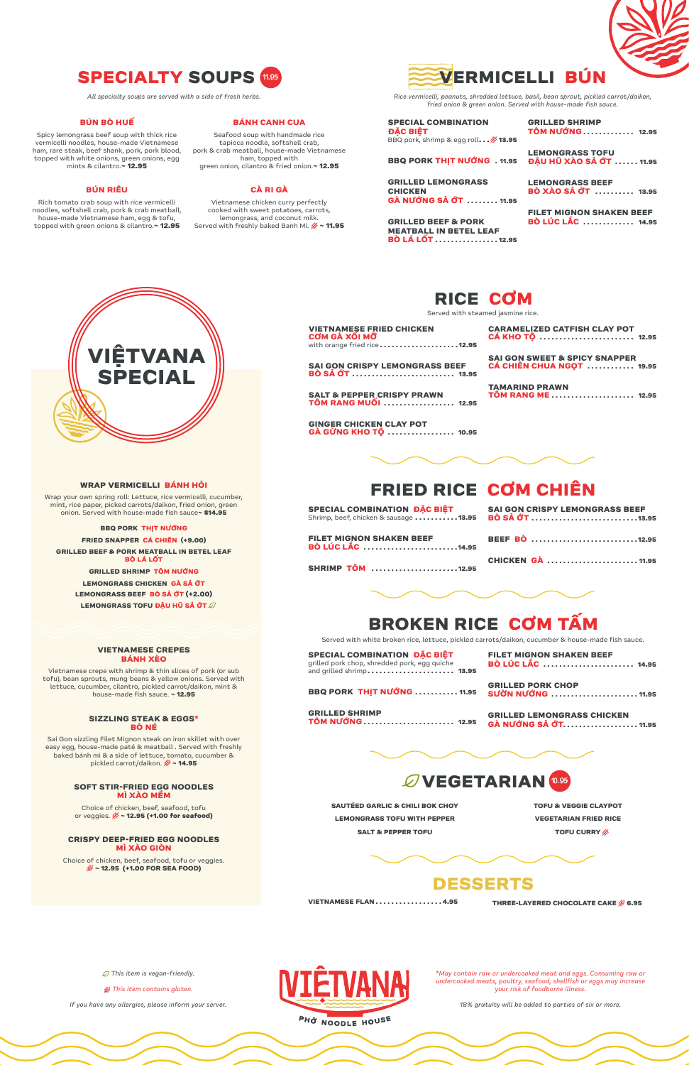## SPECIALTY SOUPS 11.95

*All specialty soups are served with a side of fresh herbs.*

**BÚN BÒ HUẾ**

Spicy lemongrass beef soup with thick rice vermicelli noodles, house-made Vietnamese ham, rare steak, beef shank, pork, pork blood, topped with white onions, green onions, egg mints & cilantro.~ **12.95**

**BÁNH CANH CUA**

Seafood soup with handmade rice tapioca noodle, softshell crab, pork & crab meatball, house-made Vietnamese ham, topped with green onion, cilantro & fried onion.~ **12.95**

**BÚN RIÊU**

Rich tomato crab soup with rice vermicelli noodles, softshell crab, pork & crab meatball, house-made Vietnamese ham, egg & tofu, topped with green onions & cilantro.~ **12.95**

**CÀ RI GÀ**

Vietnamese chicken curry perfectly cooked with sweet potatoes, carrots, lemongrass, and coconut milk. Served with freshly baked Banh Mi. ~ **11.95**

## VERMICELLI BÚN

*Rice vermicelli, peanuts, shredded lettuce, basil, bean sprout, pickled carrot/daikon, fried onion & green onion. Served with house-made fish sauce.*

**SPECIAL COMBINATION ĐẶC BIỆT**
BBQ pork, shrimp & egg roll ... 13.95

**BBQ PORK THỊT NƯỚNG** . 11.95

**GRILLED LEMONGRASS CHICKEN GÀ NƯỚNG SẢ ỚT** ........ 11.95

**GRILLED BEEF & PORK MEATBALL IN BETEL LEAF BÒ LÁ LỐT** ................12.95

**GRILLED SHRIMP TÔM NƯỚNG** ............. 12.95

**LEMONGRASS TOFU ĐẬU HŨ XÀO SẢ ỚT** ...... 11.95

**LEMONGRASS BEEF BÒ XÀO SẢ ỚT** .......... 13.95

**FILET MIGNON SHAKEN BEEF BÒ LÚC LẮC** ............. 14.95

## VIỆTVANA SPECIAL

**WRAP VERMICELLI BÁNH HỎI**

Wrap your own spring roll: Lettuce, rice vermicelli, cucumber, mint, rice paper, picked carrots/daikon, fried onion, green onion. Served with house-made fish sauce~ **$14.95**

- BBQ PORK THỊT NƯỚNG
- FRIED SNAPPER CÁ CHIÊN (+9.00)
- GRILLED BEEF & PORK MEATBALL IN BETEL LEAF BÒ LÁ LỐT
- GRILLED SHRIMP TÔM NƯỚNG
- LEMONGRASS CHICKEN GÀ SẢ ỚT
- LEMONGRASS BEEF BÒ SẢ ỚT (+2.00)
- LEMONGRASS TOFU ĐẬU HŨ SẢ ỚT

**VIETNAMESE CREPES BÁNH XÈO**

Vietnamese crepe with shrimp & thin slices of pork (or sub tofu), bean sprouts, mung beans & yellow onions. Served with lettuce, cucumber, cilantro, pickled carrot/daikon, mint & house-made fish sauce. ~ **12.95**

**SIZZLING STEAK & EGGS* BÒ NÉ**

Sai Gon sizzling Filet Mignon steak on iron skillet with over easy egg, house-made paté & meatball . Served with freshly baked bánh mì & a side of lettuce, tomato, cucumber & pickled carrot/daikon. ~ **14.95**

**SOFT STIR-FRIED EGG NOODLES MÌ XÀO MỀM**

Choice of chicken, beef, seafood, tofu or veggies. ~ **12.95 (+1.00 for seafood)**

**CRISPY DEEP-FRIED EGG NOODLES MÌ XÀO GIÒN**

Choice of chicken, beef, seafood, tofu or veggies. ~ **12.95 (+1.00 FOR SEA FOOD)**

## RICE CƠM

Served with steamed jasmine rice.

**VIETNAMESE FRIED CHICKEN CƠM GÀ XÔI MỠ**
with orange fried rice .................... 12.95

**SAI GON CRISPY LEMONGRASS BEEF BÒ SẢ ỚT** .......................... 13.95

**SALT & PEPPER CRISPY PRAWN TÔM RANG MUỐI** .................. 12.95

**GINGER CHICKEN CLAY POT GÀ GỪNG KHO TỘ** ................. 10.95

**CARAMELIZED CATFISH CLAY POT CÁ KHO TỘ** ........................ 12.95

**SAI GON SWEET & SPICY SNAPPER CÁ CHIÊN CHUA NGỌT** ............ 19.95

**TAMARIND PRAWN TÔM RANG ME** ..................... 12.95

## FRIED RICE CƠM CHIÊN

**SPECIAL COMBINATION ĐẶC BIỆT**
Shrimp, beef, chicken & sausage ........... 13.95

**FILET MIGNON SHAKEN BEEF BÒ LÚC LẮC** ........................ 14.95

**SHRIMP TÔM** ...................... 12.95

**SAI GON CRISPY LEMONGRASS BEEF BÒ SẢ ỚT** ........................... 13.95

**BEEF BÒ** ........................... 12.95

**CHICKEN GÀ** ....................... 11.95

## BROKEN RICE CƠM TẤM

Served with white broken rice, lettuce, pickled carrots/daikon, cucumber & house-made fish sauce.

**SPECIAL COMBINATION ĐẶC BIỆT**
grilled pork chop, shredded pork, egg quiche and grilled shrimp ...................... 13.95

**BBQ PORK THỊT NƯỚNG** ........... 11.95

**GRILLED SHRIMP TÔM NƯỚNG** ........................ 12.95

**FILET MIGNON SHAKEN BEEF BÒ LÚC LẮC** ........................ 14.95

**GRILLED PORK CHOP SƯỜN NƯỚNG** ...................... 11.95

**GRILLED LEMONGRASS CHICKEN GÀ NƯỚNG SẢ ỚT** ................... 11.95

## VEGETARIAN 10.95

- SAUTÉED GARLIC & CHILI BOK CHOY
- LEMONGRASS TOFU WITH PEPPER
- SALT & PEPPER TOFU
- TOFU & VEGGIE CLAYPOT
- VEGETARIAN FRIED RICE
- TOFU CURRY

## DESSERTS

**VIETNAMESE FLAN** ................. 4.95

**THREE-LAYERED CHOCOLATE CAKE** 6.95

*This item is vegan-friendly.*

*This item contains gluten.*

*If you have any allergies, please inform your server.*

VIỆTVANA
PHỞ NOODLE HOUSE

**May contain raw or undercooked meat and eggs. Consuming raw or undercooked meats, poultry, seafood, shellfish or eggs may increase your risk of foodborne illness.*

*18% gratuity will be added to parties of six or more.*